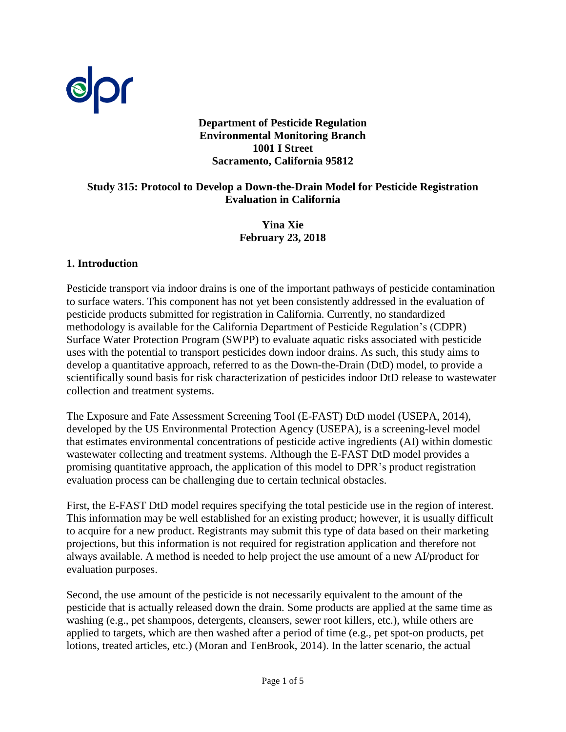**Department of Pesticide Regulation**
**Environmental Monitoring Branch**
**1001 I Street**
**Sacramento, California 95812**

# Study 315: Protocol to Develop a Down-the-Drain Model for Pesticide Registration Evaluation in California

**Yina Xie**
**February 23, 2018**

## 1. Introduction

Pesticide transport via indoor drains is one of the important pathways of pesticide contamination to surface waters. This component has not yet been consistently addressed in the evaluation of pesticide products submitted for registration in California. Currently, no standardized methodology is available for the California Department of Pesticide Regulation's (CDPR) Surface Water Protection Program (SWPP) to evaluate aquatic risks associated with pesticide uses with the potential to transport pesticides down indoor drains. As such, this study aims to develop a quantitative approach, referred to as the Down-the-Drain (DtD) model, to provide a scientifically sound basis for risk characterization of pesticides indoor DtD release to wastewater collection and treatment systems.

The Exposure and Fate Assessment Screening Tool (E-FAST) DtD model (USEPA, 2014), developed by the US Environmental Protection Agency (USEPA), is a screening-level model that estimates environmental concentrations of pesticide active ingredients (AI) within domestic wastewater collecting and treatment systems. Although the E-FAST DtD model provides a promising quantitative approach, the application of this model to DPR's product registration evaluation process can be challenging due to certain technical obstacles.

First, the E-FAST DtD model requires specifying the total pesticide use in the region of interest. This information may be well established for an existing product; however, it is usually difficult to acquire for a new product. Registrants may submit this type of data based on their marketing projections, but this information is not required for registration application and therefore not always available. A method is needed to help project the use amount of a new AI/product for evaluation purposes.

Second, the use amount of the pesticide is not necessarily equivalent to the amount of the pesticide that is actually released down the drain. Some products are applied at the same time as washing (e.g., pet shampoos, detergents, cleansers, sewer root killers, etc.), while others are applied to targets, which are then washed after a period of time (e.g., pet spot-on products, pet lotions, treated articles, etc.) (Moran and TenBrook, 2014). In the latter scenario, the actual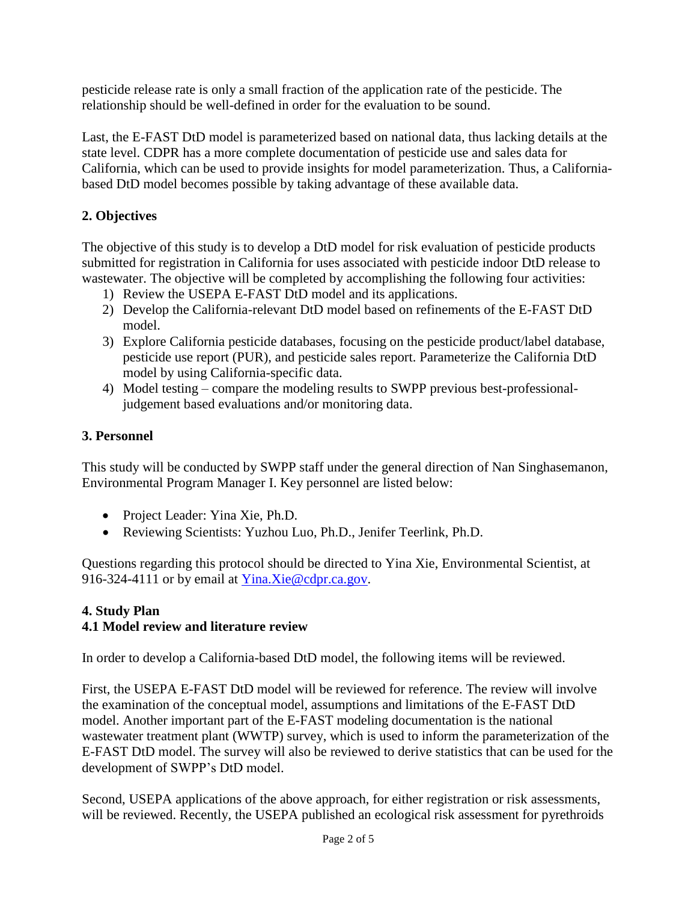pesticide release rate is only a small fraction of the application rate of the pesticide. The relationship should be well-defined in order for the evaluation to be sound.

Last, the E-FAST DtD model is parameterized based on national data, thus lacking details at the state level. CDPR has a more complete documentation of pesticide use and sales data for California, which can be used to provide insights for model parameterization. Thus, a California-based DtD model becomes possible by taking advantage of these available data.

## 2. Objectives

The objective of this study is to develop a DtD model for risk evaluation of pesticide products submitted for registration in California for uses associated with pesticide indoor DtD release to wastewater. The objective will be completed by accomplishing the following four activities:

1) Review the USEPA E-FAST DtD model and its applications.
2) Develop the California-relevant DtD model based on refinements of the E-FAST DtD model.
3) Explore California pesticide databases, focusing on the pesticide product/label database, pesticide use report (PUR), and pesticide sales report. Parameterize the California DtD model by using California-specific data.
4) Model testing – compare the modeling results to SWPP previous best-professional-judgement based evaluations and/or monitoring data.

## 3. Personnel

This study will be conducted by SWPP staff under the general direction of Nan Singhasemanon, Environmental Program Manager I. Key personnel are listed below:

- Project Leader: Yina Xie, Ph.D.
- Reviewing Scientists: Yuzhou Luo, Ph.D., Jenifer Teerlink, Ph.D.

Questions regarding this protocol should be directed to Yina Xie, Environmental Scientist, at 916-324-4111 or by email at Yina.Xie@cdpr.ca.gov.

## 4. Study Plan

### 4.1 Model review and literature review

In order to develop a California-based DtD model, the following items will be reviewed.

First, the USEPA E-FAST DtD model will be reviewed for reference. The review will involve the examination of the conceptual model, assumptions and limitations of the E-FAST DtD model. Another important part of the E-FAST modeling documentation is the national wastewater treatment plant (WWTP) survey, which is used to inform the parameterization of the E-FAST DtD model. The survey will also be reviewed to derive statistics that can be used for the development of SWPP's DtD model.

Second, USEPA applications of the above approach, for either registration or risk assessments, will be reviewed. Recently, the USEPA published an ecological risk assessment for pyrethroids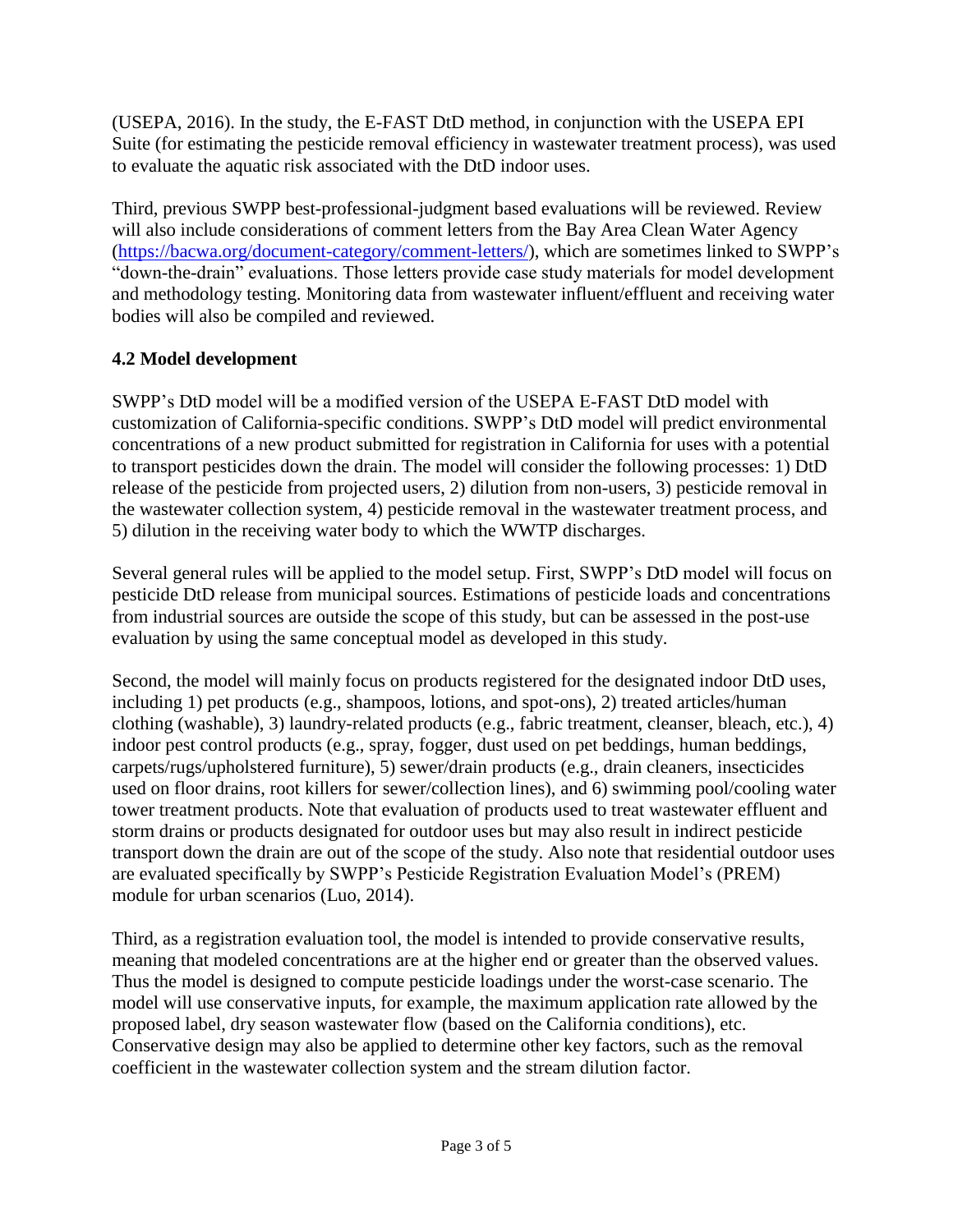(USEPA, 2016). In the study, the E-FAST DtD method, in conjunction with the USEPA EPI Suite (for estimating the pesticide removal efficiency in wastewater treatment process), was used to evaluate the aquatic risk associated with the DtD indoor uses.

Third, previous SWPP best-professional-judgment based evaluations will be reviewed. Review will also include considerations of comment letters from the Bay Area Clean Water Agency (https://bacwa.org/document-category/comment-letters/), which are sometimes linked to SWPP's "down-the-drain" evaluations. Those letters provide case study materials for model development and methodology testing. Monitoring data from wastewater influent/effluent and receiving water bodies will also be compiled and reviewed.

### 4.2 Model development

SWPP's DtD model will be a modified version of the USEPA E-FAST DtD model with customization of California-specific conditions. SWPP's DtD model will predict environmental concentrations of a new product submitted for registration in California for uses with a potential to transport pesticides down the drain. The model will consider the following processes: 1) DtD release of the pesticide from projected users, 2) dilution from non-users, 3) pesticide removal in the wastewater collection system, 4) pesticide removal in the wastewater treatment process, and 5) dilution in the receiving water body to which the WWTP discharges.

Several general rules will be applied to the model setup. First, SWPP's DtD model will focus on pesticide DtD release from municipal sources. Estimations of pesticide loads and concentrations from industrial sources are outside the scope of this study, but can be assessed in the post-use evaluation by using the same conceptual model as developed in this study.

Second, the model will mainly focus on products registered for the designated indoor DtD uses, including 1) pet products (e.g., shampoos, lotions, and spot-ons), 2) treated articles/human clothing (washable), 3) laundry-related products (e.g., fabric treatment, cleanser, bleach, etc.), 4) indoor pest control products (e.g., spray, fogger, dust used on pet beddings, human beddings, carpets/rugs/upholstered furniture), 5) sewer/drain products (e.g., drain cleaners, insecticides used on floor drains, root killers for sewer/collection lines), and 6) swimming pool/cooling water tower treatment products. Note that evaluation of products used to treat wastewater effluent and storm drains or products designated for outdoor uses but may also result in indirect pesticide transport down the drain are out of the scope of the study. Also note that residential outdoor uses are evaluated specifically by SWPP's Pesticide Registration Evaluation Model's (PREM) module for urban scenarios (Luo, 2014).

Third, as a registration evaluation tool, the model is intended to provide conservative results, meaning that modeled concentrations are at the higher end or greater than the observed values. Thus the model is designed to compute pesticide loadings under the worst-case scenario. The model will use conservative inputs, for example, the maximum application rate allowed by the proposed label, dry season wastewater flow (based on the California conditions), etc. Conservative design may also be applied to determine other key factors, such as the removal coefficient in the wastewater collection system and the stream dilution factor.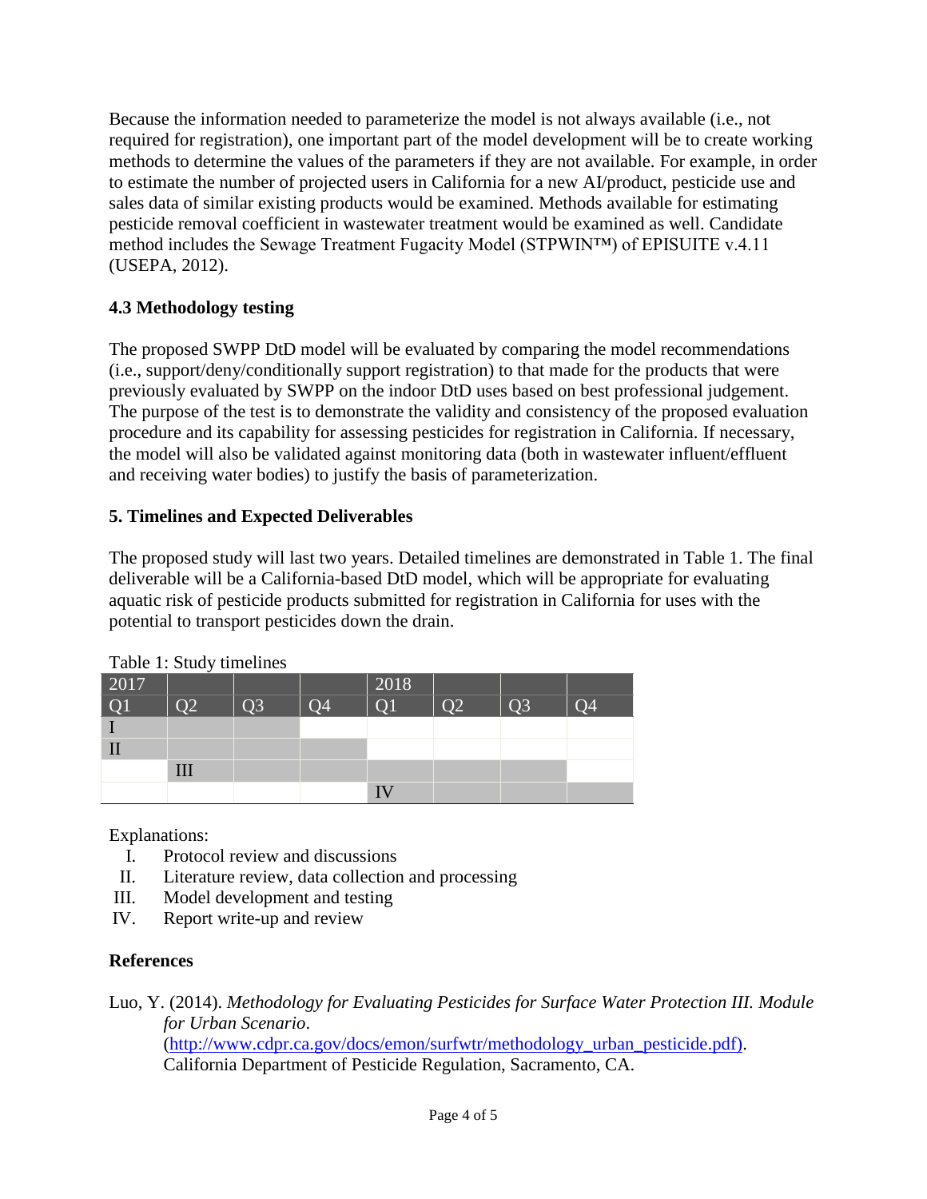Because the information needed to parameterize the model is not always available (i.e., not required for registration), one important part of the model development will be to create working methods to determine the values of the parameters if they are not available. For example, in order to estimate the number of projected users in California for a new AI/product, pesticide use and sales data of similar existing products would be examined. Methods available for estimating pesticide removal coefficient in wastewater treatment would be examined as well. Candidate method includes the Sewage Treatment Fugacity Model (STPWIN™) of EPISUITE v.4.11 (USEPA, 2012).

## 4.3 Methodology testing

The proposed SWPP DtD model will be evaluated by comparing the model recommendations (i.e., support/deny/conditionally support registration) to that made for the products that were previously evaluated by SWPP on the indoor DtD uses based on best professional judgement. The purpose of the test is to demonstrate the validity and consistency of the proposed evaluation procedure and its capability for assessing pesticides for registration in California. If necessary, the model will also be validated against monitoring data (both in wastewater influent/effluent and receiving water bodies) to justify the basis of parameterization.

## 5. Timelines and Expected Deliverables

The proposed study will last two years. Detailed timelines are demonstrated in Table 1. The final deliverable will be a California-based DtD model, which will be appropriate for evaluating aquatic risk of pesticide products submitted for registration in California for uses with the potential to transport pesticides down the drain.

Table 1: Study timelines

| 2017 | | | | 2018 | | | |
|---|---|---|---|---|---|---|---|
| Q1 | Q2 | Q3 | Q4 | Q1 | Q2 | Q3 | Q4 |
| I | ■ | ■ | | | | | |
| II | ■ | ■ | ■ | | | | |
| | III | ■ | ■ | ■ | ■ | ■ | |
| | | | | IV | ■ | ■ | ■ |

Explanations:

I. Protocol review and discussions
II. Literature review, data collection and processing
III. Model development and testing
IV. Report write-up and review

## References

Luo, Y. (2014). *Methodology for Evaluating Pesticides for Surface Water Protection III. Module for Urban Scenario*. (http://www.cdpr.ca.gov/docs/emon/surfwtr/methodology_urban_pesticide.pdf). California Department of Pesticide Regulation, Sacramento, CA.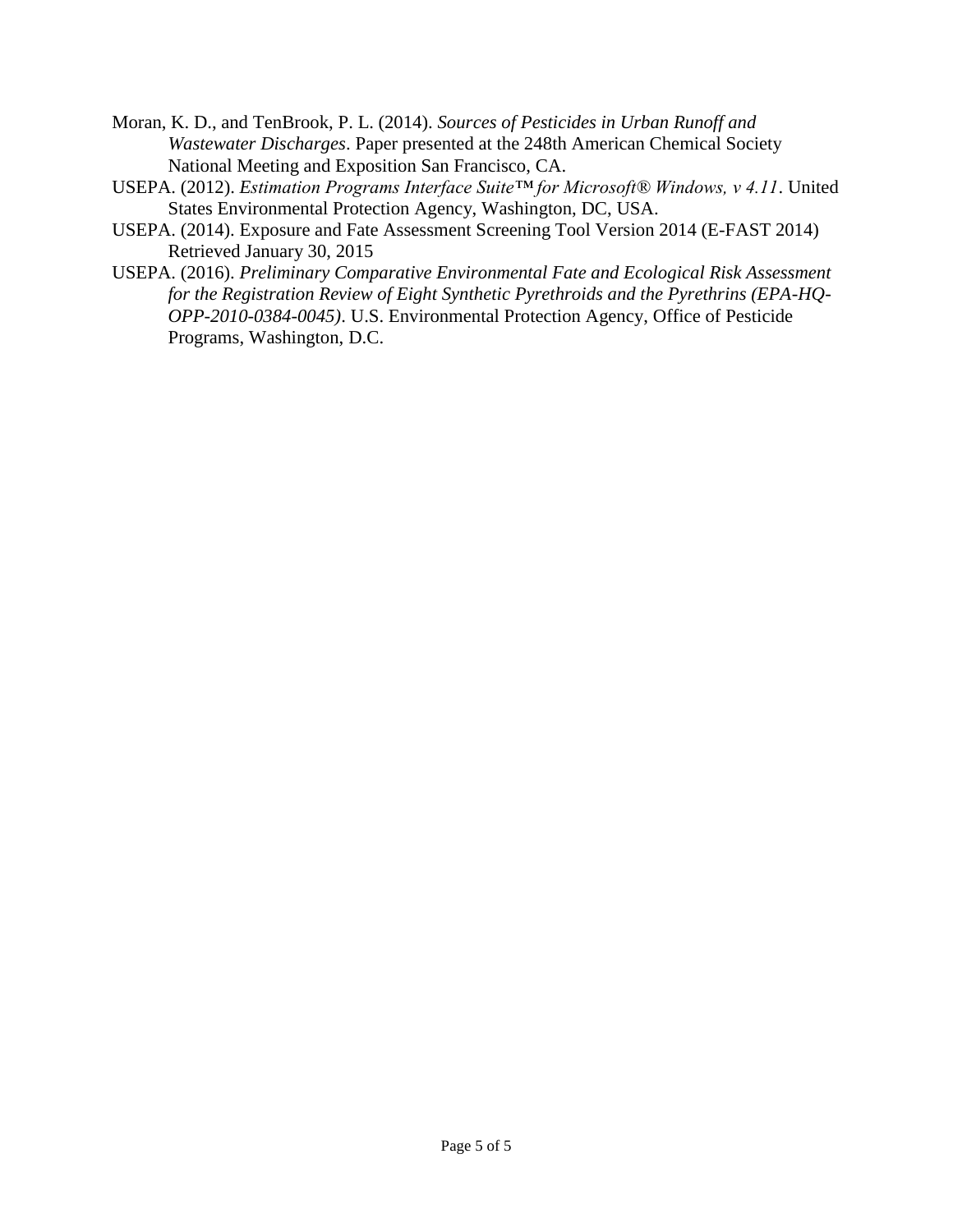Moran, K. D., and TenBrook, P. L. (2014). *Sources of Pesticides in Urban Runoff and Wastewater Discharges*. Paper presented at the 248th American Chemical Society National Meeting and Exposition San Francisco, CA.

USEPA. (2012). *Estimation Programs Interface Suite™ for Microsoft® Windows, v 4.11*. United States Environmental Protection Agency, Washington, DC, USA.

USEPA. (2014). Exposure and Fate Assessment Screening Tool Version 2014 (E-FAST 2014) Retrieved January 30, 2015

USEPA. (2016). *Preliminary Comparative Environmental Fate and Ecological Risk Assessment for the Registration Review of Eight Synthetic Pyrethroids and the Pyrethrins (EPA-HQ-OPP-2010-0384-0045)*. U.S. Environmental Protection Agency, Office of Pesticide Programs, Washington, D.C.